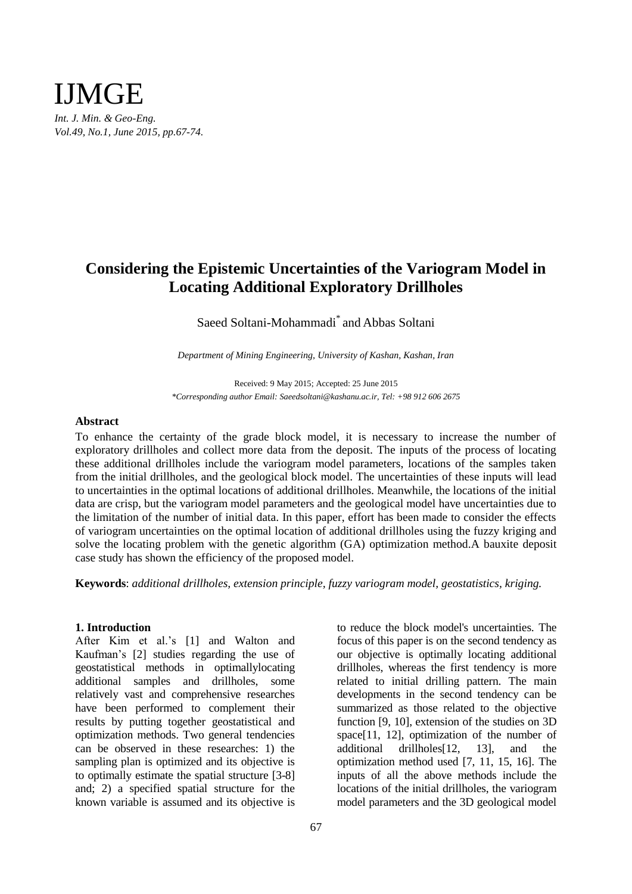# Considering the Epistemic Uncertainties of the Variogram Model in Locating Additional Exploratory Drillholes

Saeed Soltani-Mohammadi* and Abbas Soltani

*Department of Mining Engineering, University of Kashan, Kashan, Iran*

Received: 9 May 2015; Accepted: 25 June 2015

*\*Corresponding author Email: Saeedsoltani@kashanu.ac.ir, Tel: +98 912 606 2675*

## Abstract

To enhance the certainty of the grade block model, it is necessary to increase the number of exploratory drillholes and collect more data from the deposit. The inputs of the process of locating these additional drillholes include the variogram model parameters, locations of the samples taken from the initial drillholes, and the geological block model. The uncertainties of these inputs will lead to uncertainties in the optimal locations of additional drillholes. Meanwhile, the locations of the initial data are crisp, but the variogram model parameters and the geological model have uncertainties due to the limitation of the number of initial data. In this paper, effort has been made to consider the effects of variogram uncertainties on the optimal location of additional drillholes using the fuzzy kriging and solve the locating problem with the genetic algorithm (GA) optimization method.A bauxite deposit case study has shown the efficiency of the proposed model.

**Keywords**: *additional drillholes, extension principle, fuzzy variogram model, geostatistics, kriging.*

## 1. Introduction

After Kim et al.'s [1] and Walton and Kaufman's [2] studies regarding the use of geostatistical methods in optimallylocating additional samples and drillholes, some relatively vast and comprehensive researches have been performed to complement their results by putting together geostatistical and optimization methods. Two general tendencies can be observed in these researches: 1) the sampling plan is optimized and its objective is to optimally estimate the spatial structure [3-8] and; 2) a specified spatial structure for the known variable is assumed and its objective is to reduce the block model's uncertainties. The focus of this paper is on the second tendency as our objective is optimally locating additional drillholes, whereas the first tendency is more related to initial drilling pattern. The main developments in the second tendency can be summarized as those related to the objective function [9, 10], extension of the studies on 3D space[11, 12], optimization of the number of additional drillholes[12, 13], and the optimization method used [7, 11, 15, 16]. The inputs of all the above methods include the locations of the initial drillholes, the variogram model parameters and the 3D geological model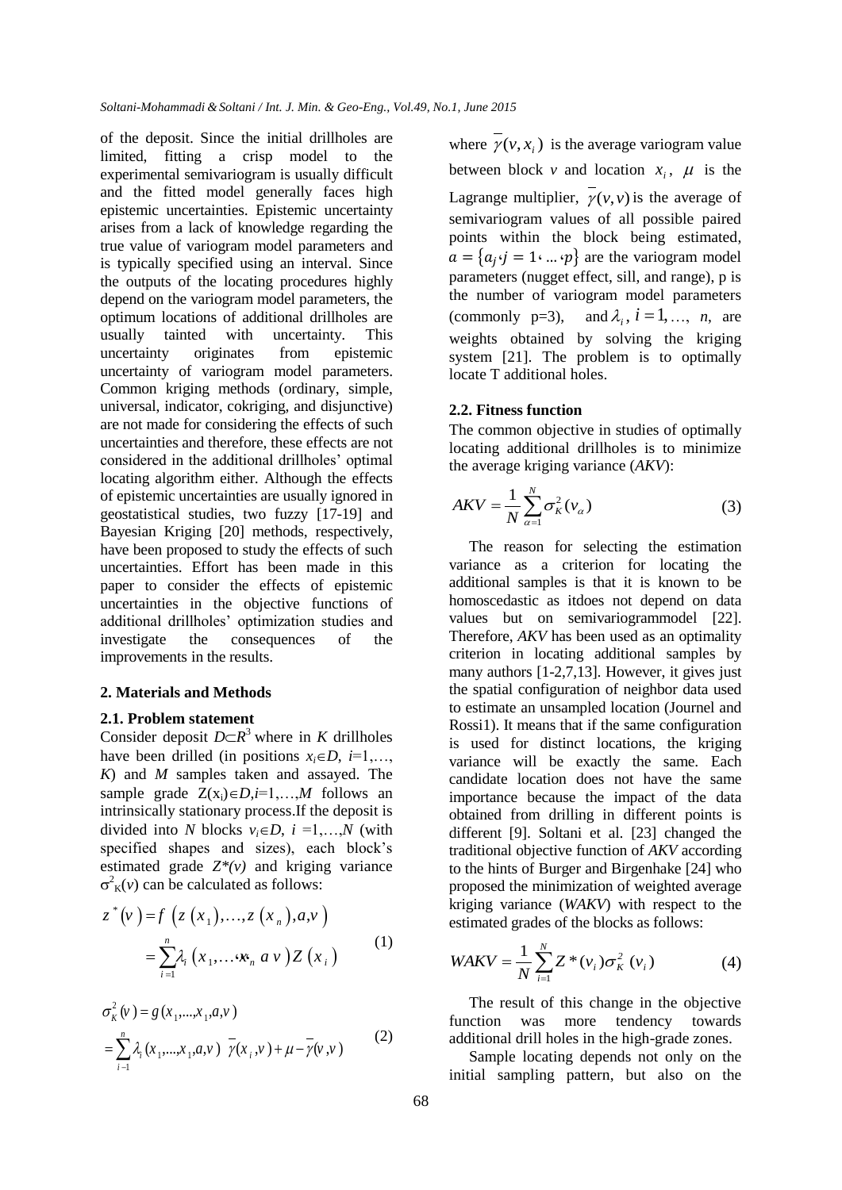of the deposit. Since the initial drillholes are limited, fitting a crisp model to the experimental semivariogram is usually difficult and the fitted model generally faces high epistemic uncertainties. Epistemic uncertainty arises from a lack of knowledge regarding the true value of variogram model parameters and is typically specified using an interval. Since the outputs of the locating procedures highly depend on the variogram model parameters, the optimum locations of additional drillholes are usually tainted with uncertainty. This uncertainty originates from epistemic uncertainty of variogram model parameters. Common kriging methods (ordinary, simple, universal, indicator, cokriging, and disjunctive) are not made for considering the effects of such uncertainties and therefore, these effects are not considered in the additional drillholes' optimal locating algorithm either. Although the effects of epistemic uncertainties are usually ignored in geostatistical studies, two fuzzy [17-19] and Bayesian Kriging [20] methods, respectively, have been proposed to study the effects of such uncertainties. Effort has been made in this paper to consider the effects of epistemic uncertainties in the objective functions of additional drillholes' optimization studies and investigate the consequences of the improvements in the results.

## 2. Materials and Methods

### 2.1. Problem statement

Consider deposit $D \subset R^3$ where in $K$ drillholes have been drilled (in positions $x_i \in D$, $i$=1,…, $K$) and $M$ samples taken and assayed. The sample grade $Z(x_i) \in D, i=1,\dots,M$ follows an intrinsically stationary process.If the deposit is divided into $N$ blocks $v_i \in D$, $i$ =1,…,$N$ (with specified shapes and sizes), each block's estimated grade $Z^*(v)$ and kriging variance $\sigma^2_K(v)$ can be calculated as follows:

$$z^*(v) = f\left(z(x_1),\dots,z(x_n),a,v\right) = \sum_{i=1}^{n} \lambda_i\left(x_1,\dots,x_n\ a\ v\right) Z\left(x_i\right) \tag{1}$$

$$\sigma_K^2(v) = g(x_1,\dots,x_1,a,v) = \sum_{i-1}^{n} \lambda_i(x_1,\dots,x_1,a,v)\ \bar{\gamma}(x_i,v) + \mu - \bar{\gamma}(v,v) \tag{2}$$

where $\bar{\gamma}(v,x_i)$ is the average variogram value between block $v$ and location $x_i$, $\mu$ is the Lagrange multiplier, $\bar{\gamma}(v,v)$ is the average of semivariogram values of all possible paired points within the block being estimated, $a = \{a_j, j = 1, \dots, p\}$ are the variogram model parameters (nugget effect, sill, and range), p is the number of variogram model parameters (commonly p=3), and $\lambda_i$, $i = 1, \dots, n$, are weights obtained by solving the kriging system [21]. The problem is to optimally locate T additional holes.

### 2.2. Fitness function

The common objective in studies of optimally locating additional drillholes is to minimize the average kriging variance (*AKV*):

$$AKV = \frac{1}{N}\sum_{\alpha=1}^{N} \sigma_K^2(v_\alpha) \tag{3}$$

The reason for selecting the estimation variance as a criterion for locating the additional samples is that it is known to be homoscedastic as itdoes not depend on data values but on semivariogrammodel [22]. Therefore, *AKV* has been used as an optimality criterion in locating additional samples by many authors [1-2,7,13]. However, it gives just the spatial configuration of neighbor data used to estimate an unsampled location (Journel and Rossi1). It means that if the same configuration is used for distinct locations, the kriging variance will be exactly the same. Each candidate location does not have the same importance because the impact of the data obtained from drilling in different points is different [9]. Soltani et al. [23] changed the traditional objective function of *AKV* according to the hints of Burger and Birgenhake [24] who proposed the minimization of weighted average kriging variance (*WAKV*) with respect to the estimated grades of the blocks as follows:

$$WAKV = \frac{1}{N}\sum_{i=1}^{N} Z^*(v_i)\sigma_K^2(v_i) \tag{4}$$

The result of this change in the objective function was more tendency towards additional drill holes in the high-grade zones.

Sample locating depends not only on the initial sampling pattern, but also on the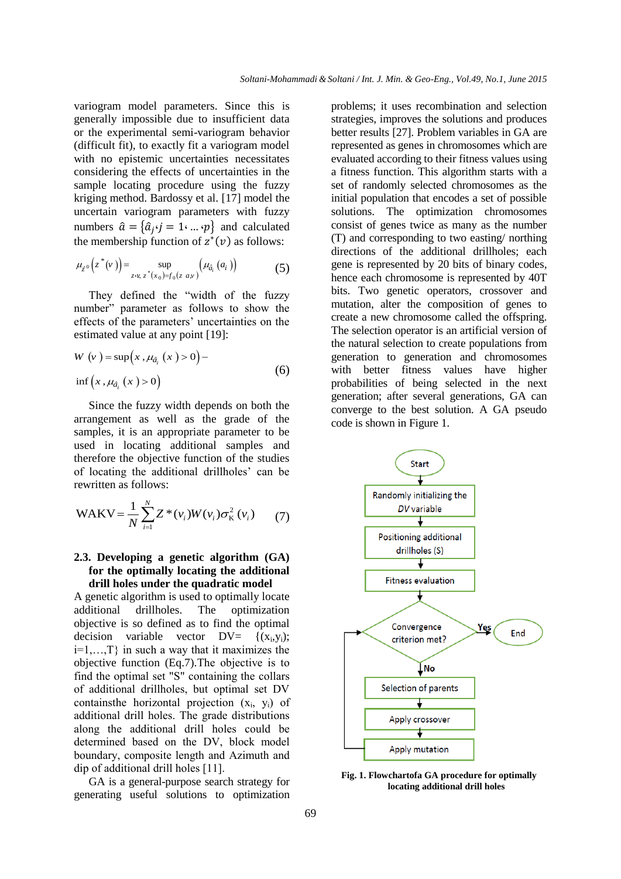variogram model parameters. Since this is generally impossible due to insufficient data or the experimental semi-variogram behavior (difficult fit), to exactly fit a variogram model with no epistemic uncertainties necessitates considering the effects of uncertainties in the sample locating procedure using the fuzzy kriging method. Bardossy et al. [17] model the uncertain variogram parameters with fuzzy numbers $\hat{a} = \{\hat{a}_j, j = 1, \ldots, p\}$ and calculated the membership function of $z^*(v)$ as follows:

$$\mu_{z^0}\left(z^*(v)\right) = \sup_{z \cdot v,\, z^*(x_0) = f_0(z\ a, y)} \left(\mu_{\hat{a}_i}(a_i)\right) \tag{5}$$

They defined the "width of the fuzzy number" parameter as follows to show the effects of the parameters' uncertainties on the estimated value at any point [19]:

$$W(v) = \sup\left(x, \mu_{\hat{a}_i}(x) > 0\right) - \inf\left(x, \mu_{\hat{a}_i}(x) > 0\right) \tag{6}$$

Since the fuzzy width depends on both the arrangement as well as the grade of the samples, it is an appropriate parameter to be used in locating additional samples and therefore the objective function of the studies of locating the additional drillholes' can be rewritten as follows:

$$\text{WAKV} = \frac{1}{N}\sum_{i=1}^{N} Z^*(v_i) W(v_i) \sigma_K^2(v_i) \tag{7}$$

### 2.3. Developing a genetic algorithm (GA) for the optimally locating the additional drill holes under the quadratic model

A genetic algorithm is used to optimally locate additional drillholes. The optimization objective is so defined as to find the optimal decision variable vector DV= $\{(x_i, y_i);\ i=1,\ldots,T\}$ in such a way that it maximizes the objective function (Eq.7).The objective is to find the optimal set "S" containing the collars of additional drillholes, but optimal set DV containsthe horizontal projection $(x_i,\ y_i)$ of additional drill holes. The grade distributions along the additional drill holes could be determined based on the DV, block model boundary, composite length and Azimuth and dip of additional drill holes [11].

GA is a general-purpose search strategy for generating useful solutions to optimization problems; it uses recombination and selection strategies, improves the solutions and produces better results [27]. Problem variables in GA are represented as genes in chromosomes which are evaluated according to their fitness values using a fitness function. This algorithm starts with a set of randomly selected chromosomes as the initial population that encodes a set of possible solutions. The optimization chromosomes consist of genes twice as many as the number (T) and corresponding to two easting/ northing directions of the additional drillholes; each gene is represented by 20 bits of binary codes, hence each chromosome is represented by 40T bits. Two genetic operators, crossover and mutation, alter the composition of genes to create a new chromosome called the offspring. The selection operator is an artificial version of the natural selection to create populations from generation to generation and chromosomes with better fitness values have higher probabilities of being selected in the next generation; after several generations, GA can converge to the best solution. A GA pseudo code is shown in Figure 1.

Start → Randomly initializing the *DV* variable → Positioning additional drillholes (S) → Fitness evaluation → Convergence criterion met? → Yes → End; No → Selection of parents → Apply crossover → Apply mutation → (back to Convergence criterion met?)

**Fig. 1. Flowchartofa GA procedure for optimally locating additional drill holes**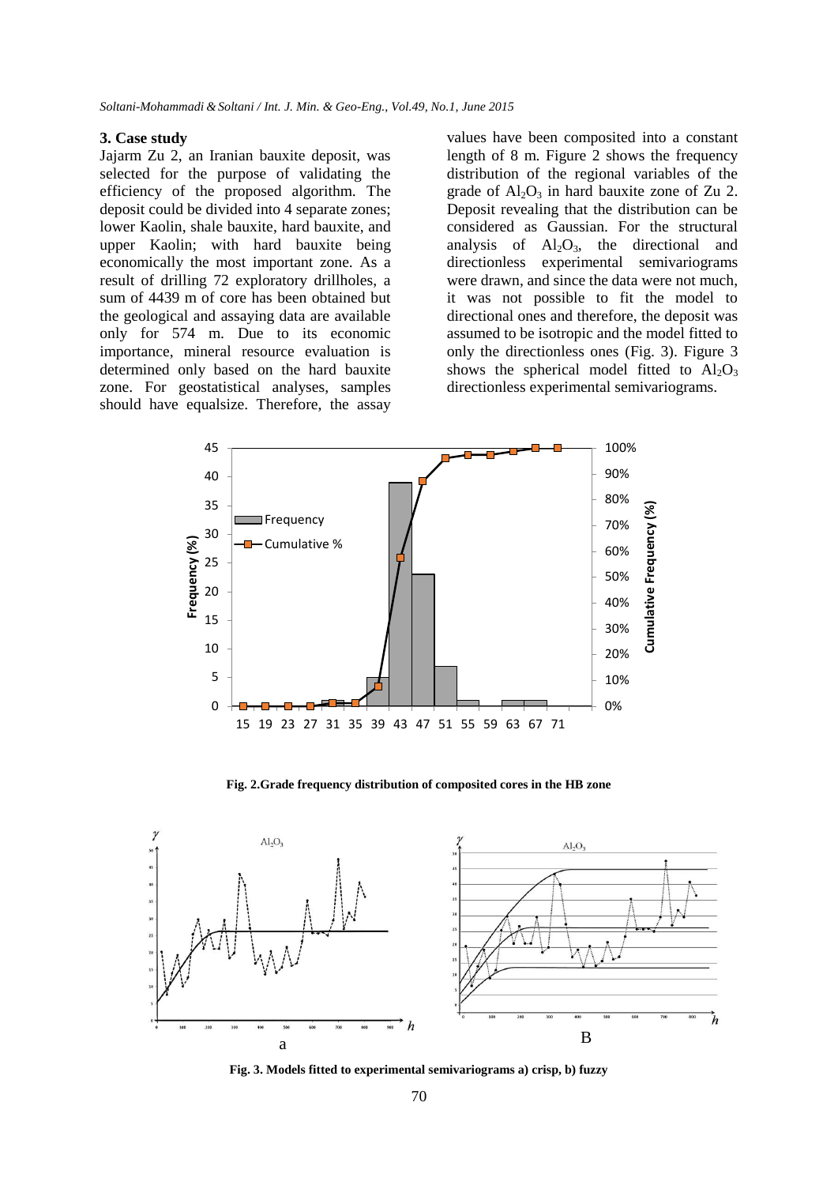## 3. Case study

Jajarm Zu 2, an Iranian bauxite deposit, was selected for the purpose of validating the efficiency of the proposed algorithm. The deposit could be divided into 4 separate zones; lower Kaolin, shale bauxite, hard bauxite, and upper Kaolin; with hard bauxite being economically the most important zone. As a result of drilling 72 exploratory drillholes, a sum of 4439 m of core has been obtained but the geological and assaying data are available only for 574 m. Due to its economic importance, mineral resource evaluation is determined only based on the hard bauxite zone. For geostatistical analyses, samples should have equalsize. Therefore, the assay values have been composited into a constant length of 8 m. Figure 2 shows the frequency distribution of the regional variables of the grade of $Al_2O_3$ in hard bauxite zone of Zu 2. Deposit revealing that the distribution can be considered as Gaussian. For the structural analysis of $Al_2O_3$, the directional and directionless experimental semivariograms were drawn, and since the data were not much, it was not possible to fit the model to directional ones and therefore, the deposit was assumed to be isotropic and the model fitted to only the directionless ones (Fig. 3). Figure 3 shows the spherical model fitted to $Al_2O_3$ directionless experimental semivariograms.

**Fig. 2.Grade frequency distribution of composited cores in the HB zone**

**Fig. 3. Models fitted to experimental semivariograms a) crisp, b) fuzzy**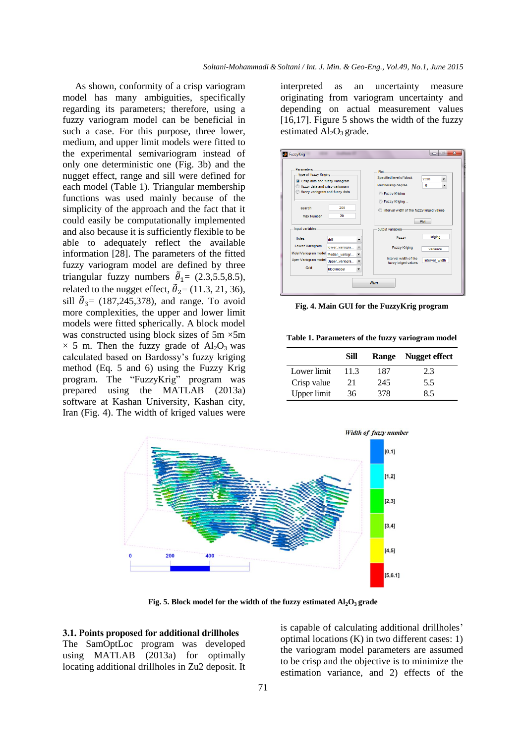As shown, conformity of a crisp variogram model has many ambiguities, specifically regarding its parameters; therefore, using a fuzzy variogram model can be beneficial in such a case. For this purpose, three lower, medium, and upper limit models were fitted to the experimental semivariogram instead of only one deterministic one (Fig. 3b) and the nugget effect, range and sill were defined for each model (Table 1). Triangular membership functions was used mainly because of the simplicity of the approach and the fact that it could easily be computationally implemented and also because it is sufficiently flexible to be able to adequately reflect the available information [28]. The parameters of the fitted fuzzy variogram model are defined by three triangular fuzzy numbers $\tilde{\theta}_1$= (2.3,5.5,8.5), related to the nugget effect, $\tilde{\theta}_2$= (11.3, 21, 36), sill $\tilde{\theta}_3$= (187,245,378), and range. To avoid more complexities, the upper and lower limit models were fitted spherically. A block model was constructed using block sizes of 5m ×5m × 5 m. Then the fuzzy grade of $Al_2O_3$ was calculated based on Bardossy's fuzzy kriging method (Eq. 5 and 6) using the Fuzzy Krig program. The "FuzzyKrig" program was prepared using the MATLAB (2013a) software at Kashan University, Kashan city, Iran (Fig. 4). The width of kriged values were interpreted as an uncertainty measure originating from variogram uncertainty and depending on actual measurement values [16,17]. Figure 5 shows the width of the fuzzy estimated $Al_2O_3$ grade.

**Fig. 4. Main GUI for the FuzzyKrig program**

**Table 1. Parameters of the fuzzy variogram model**

| | Sill | Range | Nugget effect |
|---|---|---|---|
| Lower limit | 11.3 | 187 | 2.3 |
| Crisp value | 21 | 245 | 5.5 |
| Upper limit | 36 | 378 | 8.5 |

**Fig. 5. Block model for the width of the fuzzy estimated $Al_2O_3$ grade**

### 3.1. Points proposed for additional drillholes

The SamOptLoc program was developed using MATLAB (2013a) for optimally locating additional drillholes in Zu2 deposit. It is capable of calculating additional drillholes' optimal locations (K) in two different cases: 1) the variogram model parameters are assumed to be crisp and the objective is to minimize the estimation variance, and 2) effects of the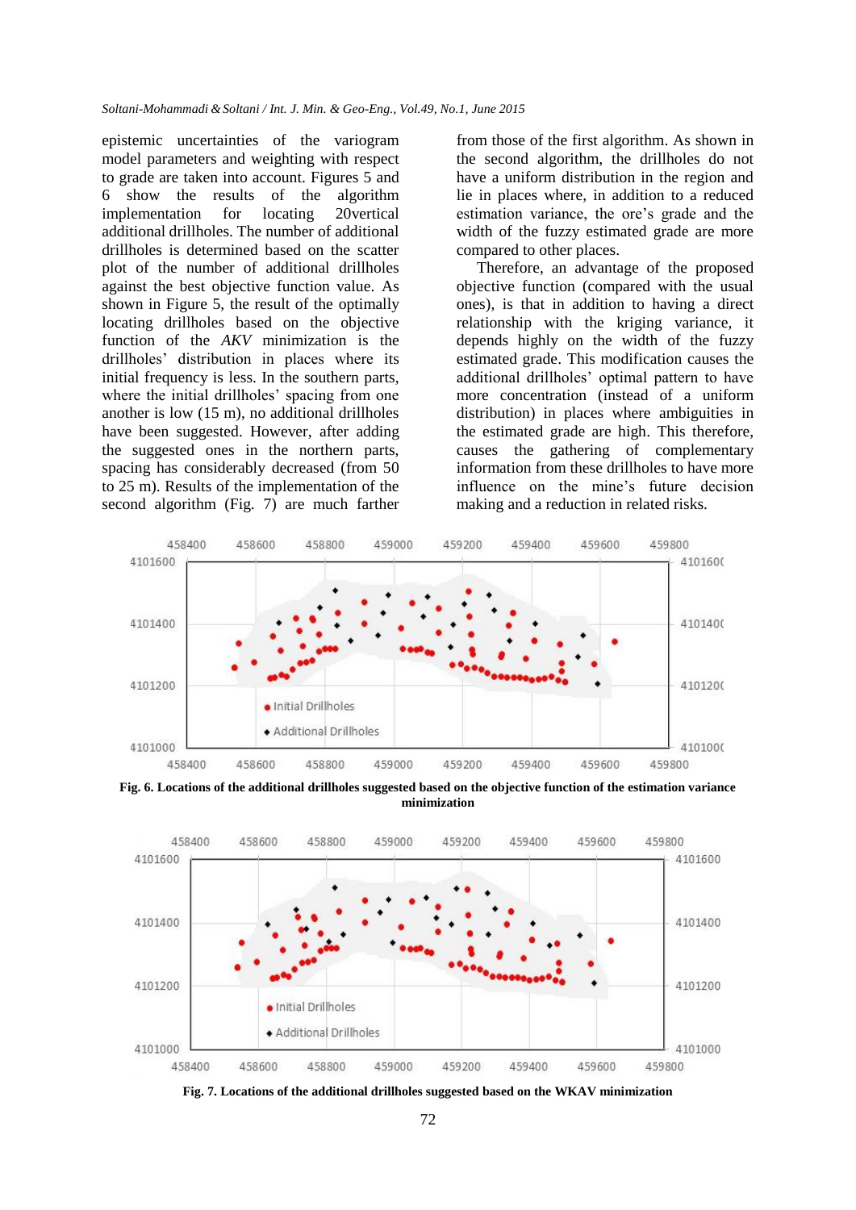epistemic uncertainties of the variogram model parameters and weighting with respect to grade are taken into account. Figures 5 and 6 show the results of the algorithm implementation for locating 20vertical additional drillholes. The number of additional drillholes is determined based on the scatter plot of the number of additional drillholes against the best objective function value. As shown in Figure 5, the result of the optimally locating drillholes based on the objective function of the *AKV* minimization is the drillholes' distribution in places where its initial frequency is less. In the southern parts, where the initial drillholes' spacing from one another is low (15 m), no additional drillholes have been suggested. However, after adding the suggested ones in the northern parts, spacing has considerably decreased (from 50 to 25 m). Results of the implementation of the second algorithm (Fig. 7) are much farther from those of the first algorithm. As shown in the second algorithm, the drillholes do not have a uniform distribution in the region and lie in places where, in addition to a reduced estimation variance, the ore's grade and the width of the fuzzy estimated grade are more compared to other places.

Therefore, an advantage of the proposed objective function (compared with the usual ones), is that in addition to having a direct relationship with the kriging variance, it depends highly on the width of the fuzzy estimated grade. This modification causes the additional drillholes' optimal pattern to have more concentration (instead of a uniform distribution) in places where ambiguities in the estimated grade are high. This therefore, causes the gathering of complementary information from these drillholes to have more influence on the mine's future decision making and a reduction in related risks.

**Fig. 6. Locations of the additional drillholes suggested based on the objective function of the estimation variance minimization**

**Fig. 7. Locations of the additional drillholes suggested based on the WKAV minimization**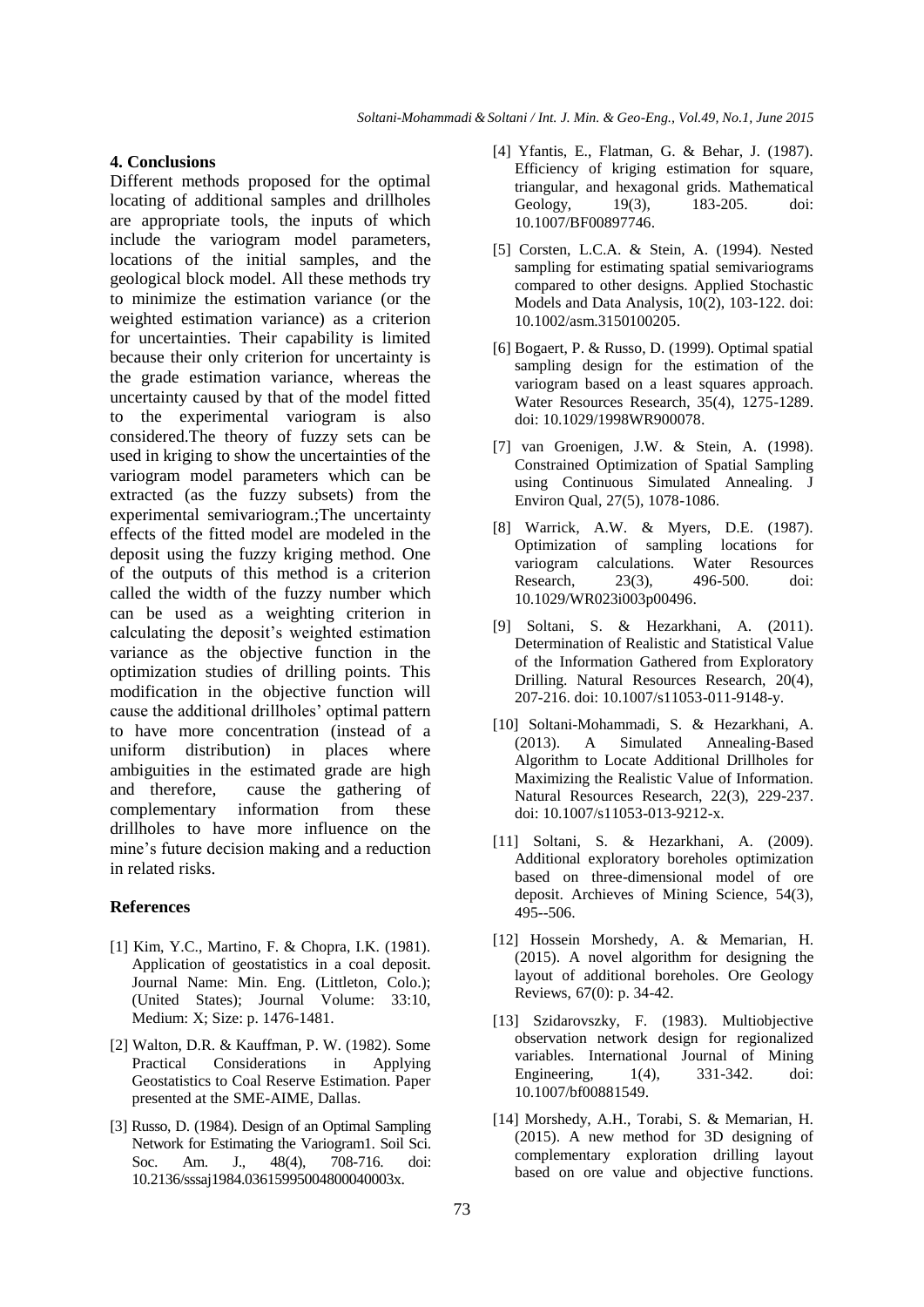## 4. Conclusions

Different methods proposed for the optimal locating of additional samples and drillholes are appropriate tools, the inputs of which include the variogram model parameters, locations of the initial samples, and the geological block model. All these methods try to minimize the estimation variance (or the weighted estimation variance) as a criterion for uncertainties. Their capability is limited because their only criterion for uncertainty is the grade estimation variance, whereas the uncertainty caused by that of the model fitted to the experimental variogram is also considered.The theory of fuzzy sets can be used in kriging to show the uncertainties of the variogram model parameters which can be extracted (as the fuzzy subsets) from the experimental semivariogram.;The uncertainty effects of the fitted model are modeled in the deposit using the fuzzy kriging method. One of the outputs of this method is a criterion called the width of the fuzzy number which can be used as a weighting criterion in calculating the deposit's weighted estimation variance as the objective function in the optimization studies of drilling points. This modification in the objective function will cause the additional drillholes' optimal pattern to have more concentration (instead of a uniform distribution) in places where ambiguities in the estimated grade are high and therefore, cause the gathering of complementary information from these drillholes to have more influence on the mine's future decision making and a reduction in related risks.

## References

[1] Kim, Y.C., Martino, F. & Chopra, I.K. (1981). Application of geostatistics in a coal deposit. Journal Name: Min. Eng. (Littleton, Colo.); (United States); Journal Volume: 33:10, Medium: X; Size: p. 1476-1481.

[2] Walton, D.R. & Kauffman, P. W. (1982). Some Practical Considerations in Applying Geostatistics to Coal Reserve Estimation. Paper presented at the SME-AIME, Dallas.

[3] Russo, D. (1984). Design of an Optimal Sampling Network for Estimating the Variogram1. Soil Sci. Soc. Am. J., 48(4), 708-716. doi: 10.2136/sssaj1984.03615995004800040003x.

[4] Yfantis, E., Flatman, G. & Behar, J. (1987). Efficiency of kriging estimation for square, triangular, and hexagonal grids. Mathematical Geology, 19(3), 183-205. doi: 10.1007/BF00897746.

[5] Corsten, L.C.A. & Stein, A. (1994). Nested sampling for estimating spatial semivariograms compared to other designs. Applied Stochastic Models and Data Analysis, 10(2), 103-122. doi: 10.1002/asm.3150100205.

[6] Bogaert, P. & Russo, D. (1999). Optimal spatial sampling design for the estimation of the variogram based on a least squares approach. Water Resources Research, 35(4), 1275-1289. doi: 10.1029/1998WR900078.

[7] van Groenigen, J.W. & Stein, A. (1998). Constrained Optimization of Spatial Sampling using Continuous Simulated Annealing. J Environ Qual, 27(5), 1078-1086.

[8] Warrick, A.W. & Myers, D.E. (1987). Optimization of sampling locations for variogram calculations. Water Resources Research, 23(3), 496-500. doi: 10.1029/WR023i003p00496.

[9] Soltani, S. & Hezarkhani, A. (2011). Determination of Realistic and Statistical Value of the Information Gathered from Exploratory Drilling. Natural Resources Research, 20(4), 207-216. doi: 10.1007/s11053-011-9148-y.

[10] Soltani-Mohammadi, S. & Hezarkhani, A. (2013). A Simulated Annealing-Based Algorithm to Locate Additional Drillholes for Maximizing the Realistic Value of Information. Natural Resources Research, 22(3), 229-237. doi: 10.1007/s11053-013-9212-x.

[11] Soltani, S. & Hezarkhani, A. (2009). Additional exploratory boreholes optimization based on three-dimensional model of ore deposit. Archieves of Mining Science, 54(3), 495--506.

[12] Hossein Morshedy, A. & Memarian, H. (2015). A novel algorithm for designing the layout of additional boreholes. Ore Geology Reviews, 67(0): p. 34-42.

[13] Szidarovszky, F. (1983). Multiobjective observation network design for regionalized variables. International Journal of Mining Engineering, 1(4), 331-342. doi: 10.1007/bf00881549.

[14] Morshedy, A.H., Torabi, S. & Memarian, H. (2015). A new method for 3D designing of complementary exploration drilling layout based on ore value and objective functions.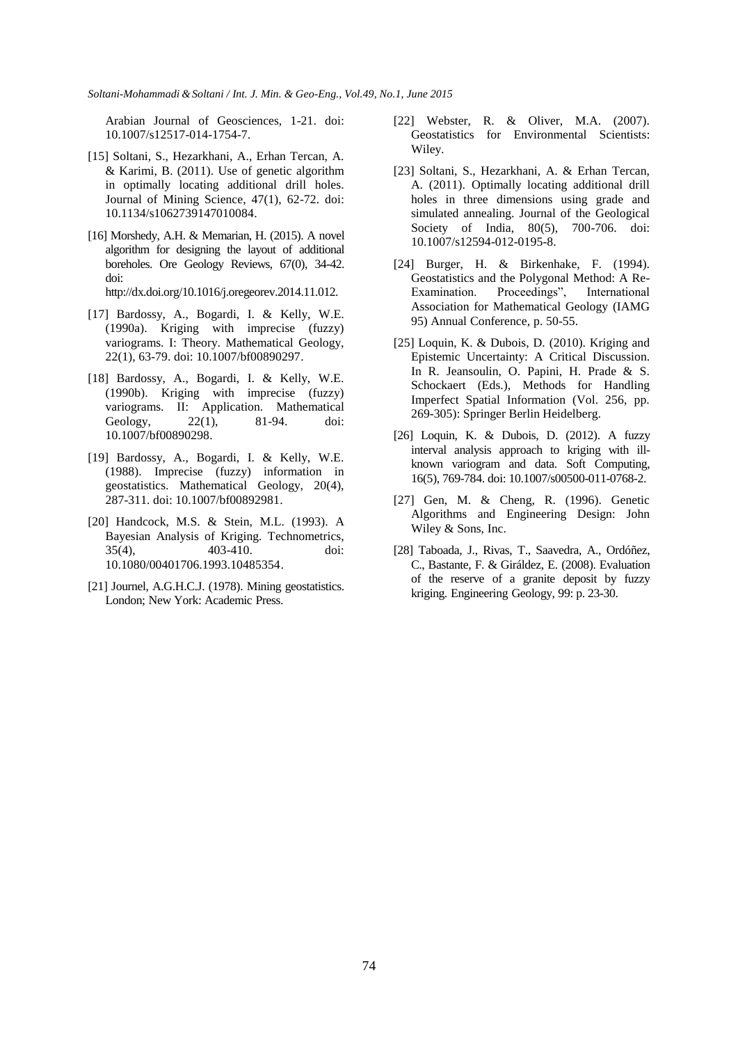Arabian Journal of Geosciences, 1-21. doi: 10.1007/s12517-014-1754-7.

[15] Soltani, S., Hezarkhani, A., Erhan Tercan, A. & Karimi, B. (2011). Use of genetic algorithm in optimally locating additional drill holes. Journal of Mining Science, 47(1), 62-72. doi: 10.1134/s1062739147010084.

[16] Morshedy, A.H. & Memarian, H. (2015). A novel algorithm for designing the layout of additional boreholes. Ore Geology Reviews, 67(0), 34-42. doi: http://dx.doi.org/10.1016/j.oregeorev.2014.11.012.

[17] Bardossy, A., Bogardi, I. & Kelly, W.E. (1990a). Kriging with imprecise (fuzzy) variograms. I: Theory. Mathematical Geology, 22(1), 63-79. doi: 10.1007/bf00890297.

[18] Bardossy, A., Bogardi, I. & Kelly, W.E. (1990b). Kriging with imprecise (fuzzy) variograms. II: Application. Mathematical Geology, 22(1), 81-94. doi: 10.1007/bf00890298.

[19] Bardossy, A., Bogardi, I. & Kelly, W.E. (1988). Imprecise (fuzzy) information in geostatistics. Mathematical Geology, 20(4), 287-311. doi: 10.1007/bf00892981.

[20] Handcock, M.S. & Stein, M.L. (1993). A Bayesian Analysis of Kriging. Technometrics, 35(4), 403-410. doi: 10.1080/00401706.1993.10485354.

[21] Journel, A.G.H.C.J. (1978). Mining geostatistics. London; New York: Academic Press.

[22] Webster, R. & Oliver, M.A. (2007). Geostatistics for Environmental Scientists: Wiley.

[23] Soltani, S., Hezarkhani, A. & Erhan Tercan, A. (2011). Optimally locating additional drill holes in three dimensions using grade and simulated annealing. Journal of the Geological Society of India, 80(5), 700-706. doi: 10.1007/s12594-012-0195-8.

[24] Burger, H. & Birkenhake, F. (1994). Geostatistics and the Polygonal Method: A Re-Examination. Proceedings", International Association for Mathematical Geology (IAMG 95) Annual Conference, p. 50-55.

[25] Loquin, K. & Dubois, D. (2010). Kriging and Epistemic Uncertainty: A Critical Discussion. In R. Jeansoulin, O. Papini, H. Prade & S. Schockaert (Eds.), Methods for Handling Imperfect Spatial Information (Vol. 256, pp. 269-305): Springer Berlin Heidelberg.

[26] Loquin, K. & Dubois, D. (2012). A fuzzy interval analysis approach to kriging with ill-known variogram and data. Soft Computing, 16(5), 769-784. doi: 10.1007/s00500-011-0768-2.

[27] Gen, M. & Cheng, R. (1996). Genetic Algorithms and Engineering Design: John Wiley & Sons, Inc.

[28] Taboada, J., Rivas, T., Saavedra, A., Ordóñez, C., Bastante, F. & Giráldez, E. (2008). Evaluation of the reserve of a granite deposit by fuzzy kriging. Engineering Geology, 99: p. 23-30.